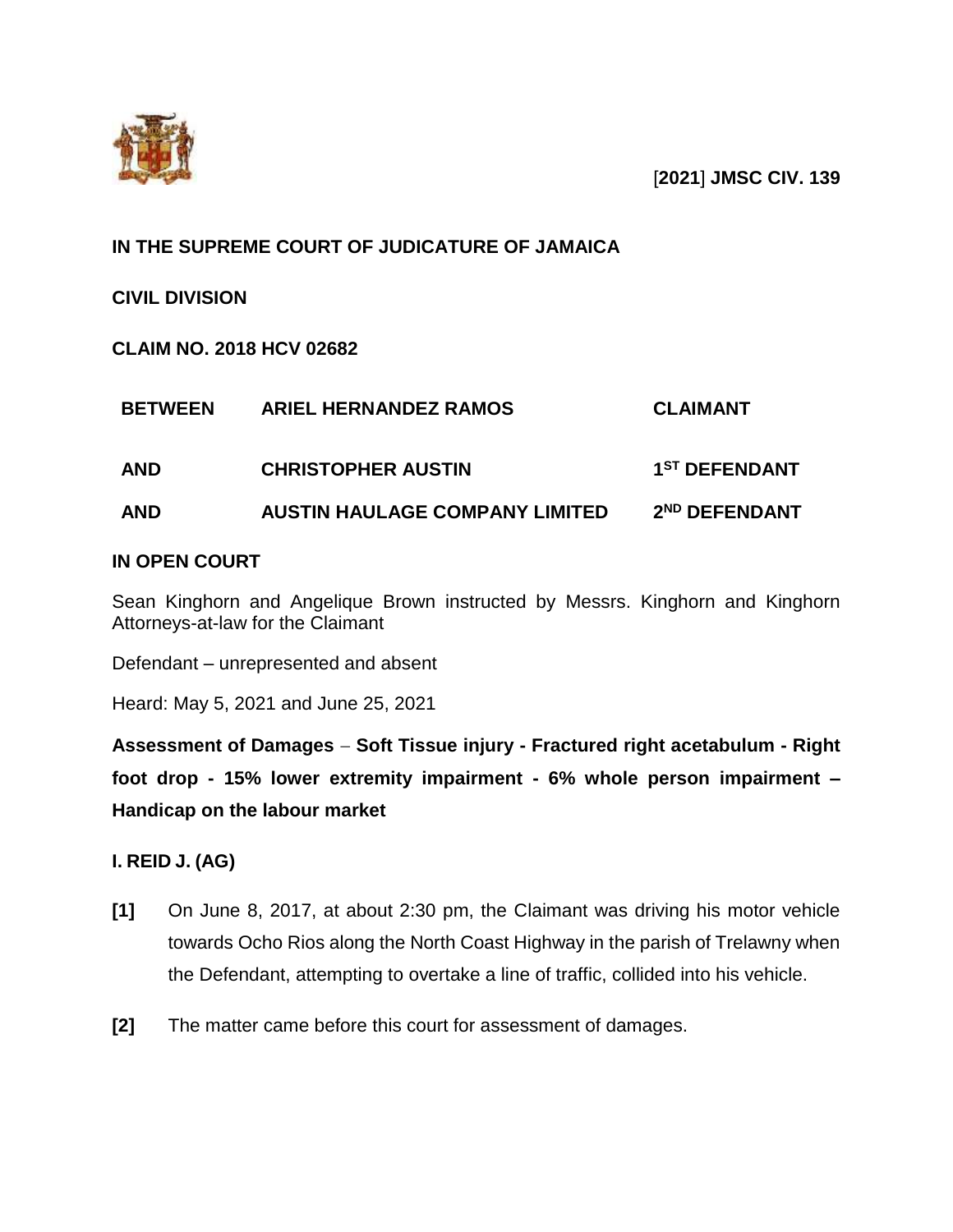[**2021**] **JMSC CIV. 139**

**IN THE SUPREME COURT OF JUDICATURE OF JAMAICA**

**CIVIL DIVISION**

**CLAIM NO. 2018 HCV 02682**

| | | |
|---|---|---|
| **BETWEEN** | **ARIEL HERNANDEZ RAMOS** | **CLAIMANT** |
| **AND** | **CHRISTOPHER AUSTIN** | **1ST DEFENDANT** |
| **AND** | **AUSTIN HAULAGE COMPANY LIMITED** | **2ND DEFENDANT** |

**IN OPEN COURT**

Sean Kinghorn and Angelique Brown instructed by Messrs. Kinghorn and Kinghorn Attorneys-at-law for the Claimant

Defendant – unrepresented and absent

Heard: May 5, 2021 and June 25, 2021

**Assessment of Damages – Soft Tissue injury - Fractured right acetabulum - Right foot drop - 15% lower extremity impairment - 6% whole person impairment – Handicap on the labour market**

**I. REID J. (AG)**

**[1]** On June 8, 2017, at about 2:30 pm, the Claimant was driving his motor vehicle towards Ocho Rios along the North Coast Highway in the parish of Trelawny when the Defendant, attempting to overtake a line of traffic, collided into his vehicle.

**[2]** The matter came before this court for assessment of damages.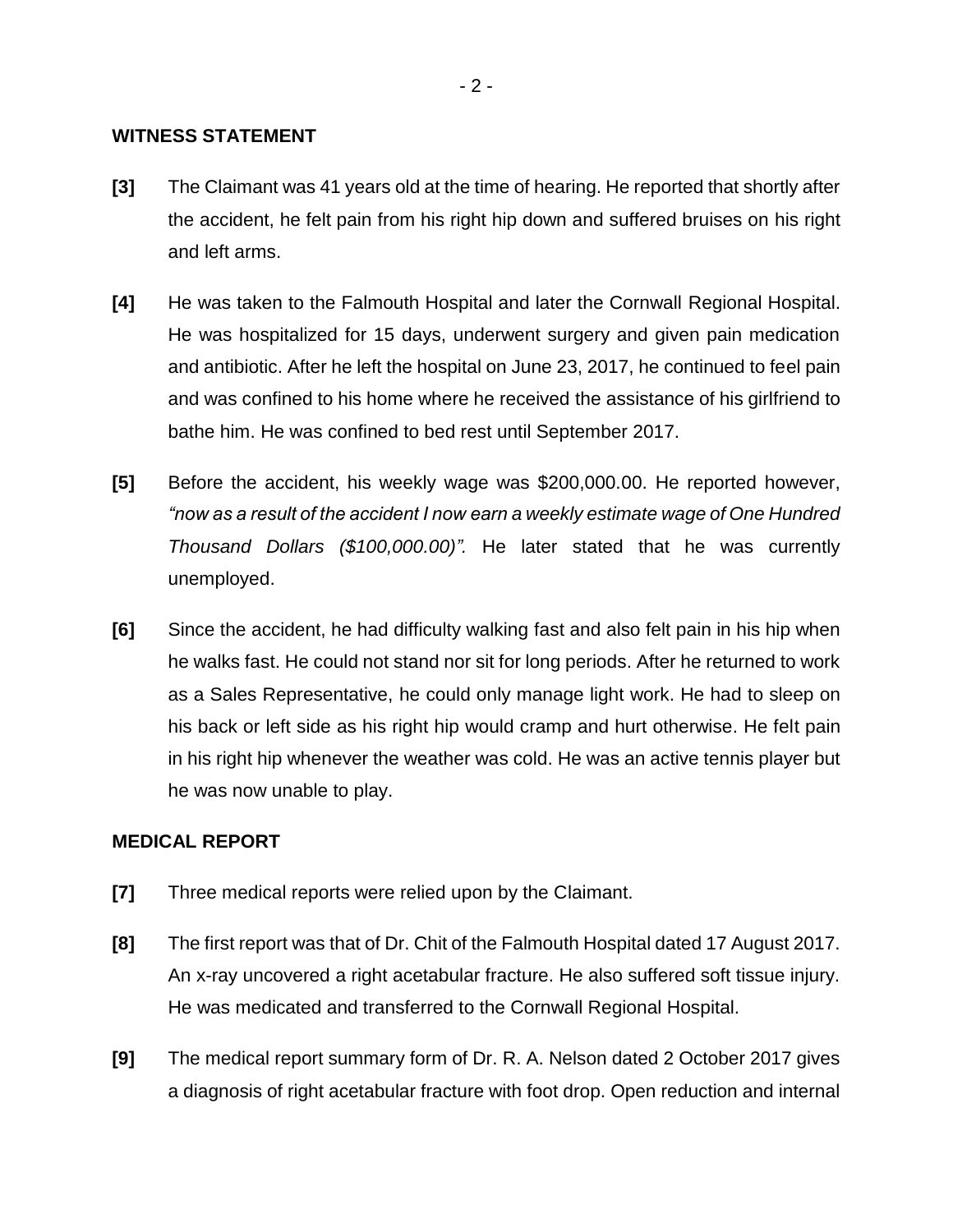## WITNESS STATEMENT

**[3]** The Claimant was 41 years old at the time of hearing. He reported that shortly after the accident, he felt pain from his right hip down and suffered bruises on his right and left arms.

**[4]** He was taken to the Falmouth Hospital and later the Cornwall Regional Hospital. He was hospitalized for 15 days, underwent surgery and given pain medication and antibiotic. After he left the hospital on June 23, 2017, he continued to feel pain and was confined to his home where he received the assistance of his girlfriend to bathe him. He was confined to bed rest until September 2017.

**[5]** Before the accident, his weekly wage was $200,000.00. He reported however, *"now as a result of the accident I now earn a weekly estimate wage of One Hundred Thousand Dollars ($100,000.00)".* He later stated that he was currently unemployed.

**[6]** Since the accident, he had difficulty walking fast and also felt pain in his hip when he walks fast. He could not stand nor sit for long periods. After he returned to work as a Sales Representative, he could only manage light work. He had to sleep on his back or left side as his right hip would cramp and hurt otherwise. He felt pain in his right hip whenever the weather was cold. He was an active tennis player but he was now unable to play.

## MEDICAL REPORT

**[7]** Three medical reports were relied upon by the Claimant.

**[8]** The first report was that of Dr. Chit of the Falmouth Hospital dated 17 August 2017. An x-ray uncovered a right acetabular fracture. He also suffered soft tissue injury. He was medicated and transferred to the Cornwall Regional Hospital.

**[9]** The medical report summary form of Dr. R. A. Nelson dated 2 October 2017 gives a diagnosis of right acetabular fracture with foot drop. Open reduction and internal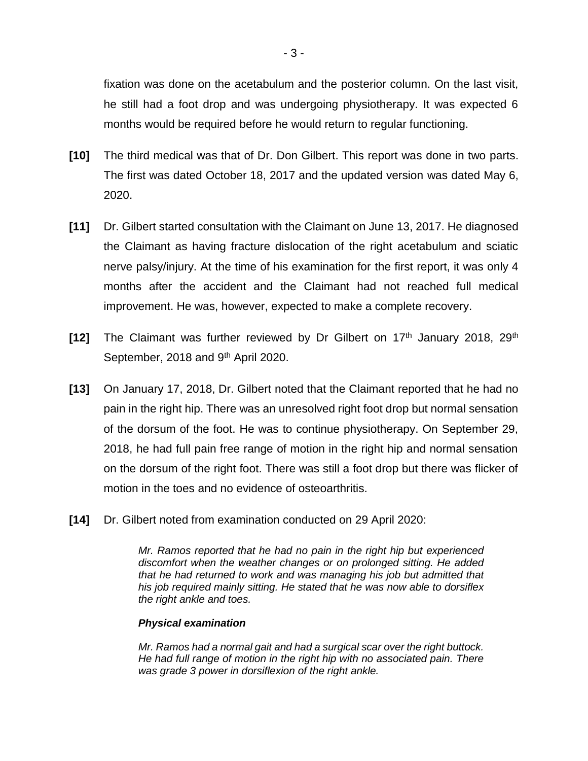fixation was done on the acetabulum and the posterior column. On the last visit, he still had a foot drop and was undergoing physiotherapy. It was expected 6 months would be required before he would return to regular functioning.

**[10]** The third medical was that of Dr. Don Gilbert. This report was done in two parts. The first was dated October 18, 2017 and the updated version was dated May 6, 2020.

**[11]** Dr. Gilbert started consultation with the Claimant on June 13, 2017. He diagnosed the Claimant as having fracture dislocation of the right acetabulum and sciatic nerve palsy/injury. At the time of his examination for the first report, it was only 4 months after the accident and the Claimant had not reached full medical improvement. He was, however, expected to make a complete recovery.

**[12]** The Claimant was further reviewed by Dr Gilbert on 17th January 2018, 29th September, 2018 and 9th April 2020.

**[13]** On January 17, 2018, Dr. Gilbert noted that the Claimant reported that he had no pain in the right hip. There was an unresolved right foot drop but normal sensation of the dorsum of the foot. He was to continue physiotherapy. On September 29, 2018, he had full pain free range of motion in the right hip and normal sensation on the dorsum of the right foot. There was still a foot drop but there was flicker of motion in the toes and no evidence of osteoarthritis.

**[14]** Dr. Gilbert noted from examination conducted on 29 April 2020:

> *Mr. Ramos reported that he had no pain in the right hip but experienced discomfort when the weather changes or on prolonged sitting. He added that he had returned to work and was managing his job but admitted that his job required mainly sitting. He stated that he was now able to dorsiflex the right ankle and toes.*
>
> ***Physical examination***
>
> *Mr. Ramos had a normal gait and had a surgical scar over the right buttock. He had full range of motion in the right hip with no associated pain. There was grade 3 power in dorsiflexion of the right ankle.*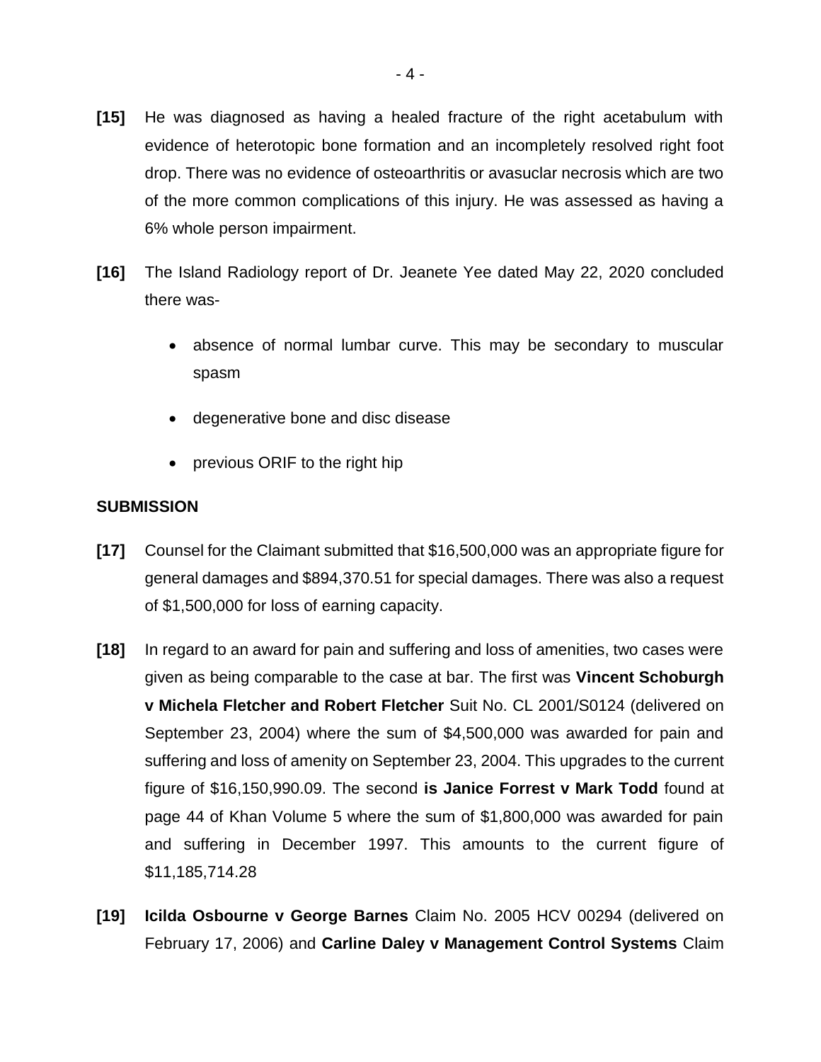**[15]** He was diagnosed as having a healed fracture of the right acetabulum with evidence of heterotopic bone formation and an incompletely resolved right foot drop. There was no evidence of osteoarthritis or avascular necrosis which are two of the more common complications of this injury. He was assessed as having a 6% whole person impairment.

**[16]** The Island Radiology report of Dr. Jeanete Yee dated May 22, 2020 concluded there was-

- absence of normal lumbar curve. This may be secondary to muscular spasm
- degenerative bone and disc disease
- previous ORIF to the right hip

## SUBMISSION

**[17]** Counsel for the Claimant submitted that $16,500,000 was an appropriate figure for general damages and $894,370.51 for special damages. There was also a request of $1,500,000 for loss of earning capacity.

**[18]** In regard to an award for pain and suffering and loss of amenities, two cases were given as being comparable to the case at bar. The first was **Vincent Schoburgh v Michela Fletcher and Robert Fletcher** Suit No. CL 2001/S0124 (delivered on September 23, 2004) where the sum of $4,500,000 was awarded for pain and suffering and loss of amenity on September 23, 2004. This upgrades to the current figure of $16,150,990.09. The second **is Janice Forrest v Mark Todd** found at page 44 of Khan Volume 5 where the sum of $1,800,000 was awarded for pain and suffering in December 1997. This amounts to the current figure of $11,185,714.28

**[19]** **Icilda Osbourne v George Barnes** Claim No. 2005 HCV 00294 (delivered on February 17, 2006) and **Carline Daley v Management Control Systems** Claim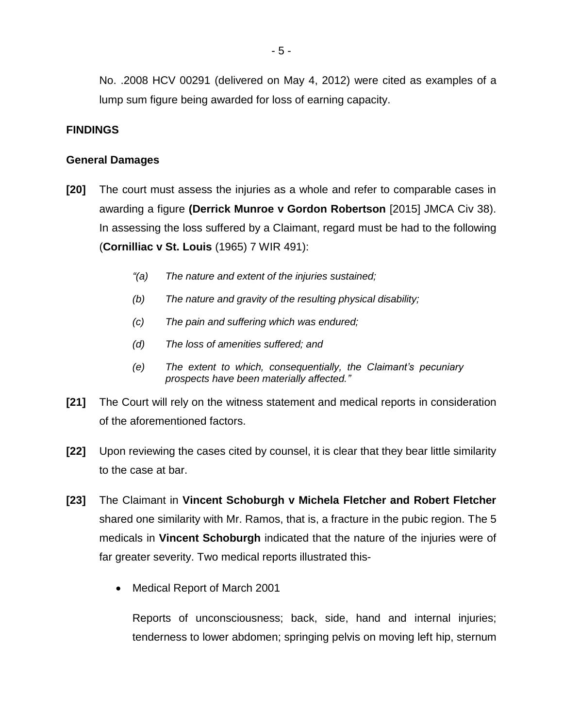No. .2008 HCV 00291 (delivered on May 4, 2012) were cited as examples of a lump sum figure being awarded for loss of earning capacity.

**FINDINGS**

**General Damages**

**[20]** The court must assess the injuries as a whole and refer to comparable cases in awarding a figure **(Derrick Munroe v Gordon Robertson** [2015] JMCA Civ 38). In assessing the loss suffered by a Claimant, regard must be had to the following (**Cornilliac v St. Louis** (1965) 7 WIR 491):

> *"(a) The nature and extent of the injuries sustained;*
>
> *(b) The nature and gravity of the resulting physical disability;*
>
> *(c) The pain and suffering which was endured;*
>
> *(d) The loss of amenities suffered; and*
>
> *(e) The extent to which, consequentially, the Claimant's pecuniary prospects have been materially affected."*

**[21]** The Court will rely on the witness statement and medical reports in consideration of the aforementioned factors.

**[22]** Upon reviewing the cases cited by counsel, it is clear that they bear little similarity to the case at bar.

**[23]** The Claimant in **Vincent Schoburgh v Michela Fletcher and Robert Fletcher** shared one similarity with Mr. Ramos, that is, a fracture in the pubic region. The 5 medicals in **Vincent Schoburgh** indicated that the nature of the injuries were of far greater severity. Two medical reports illustrated this-

- Medical Report of March 2001

  Reports of unconsciousness; back, side, hand and internal injuries; tenderness to lower abdomen; springing pelvis on moving left hip, sternum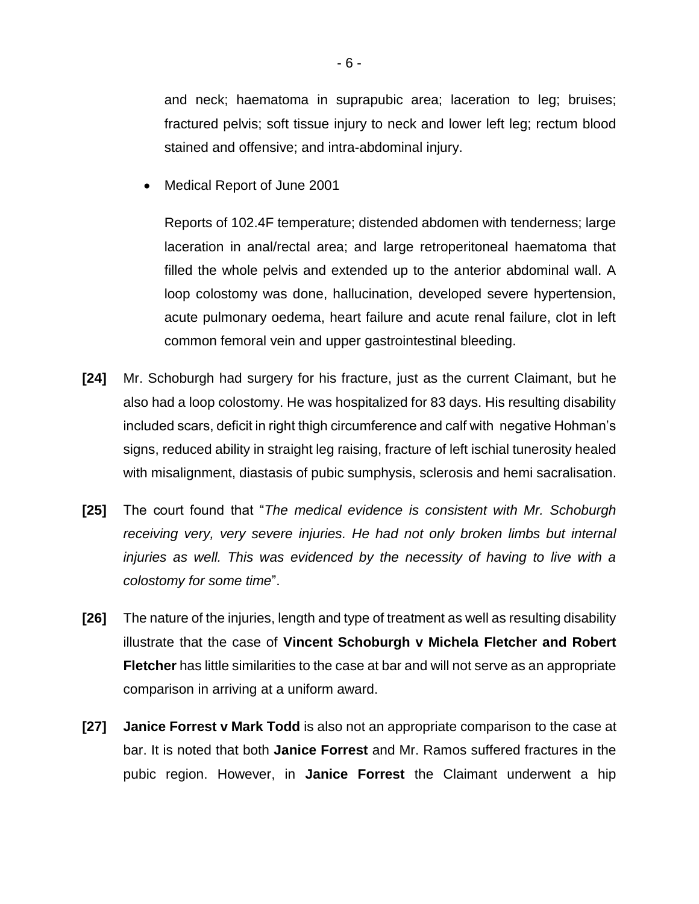and neck; haematoma in suprapubic area; laceration to leg; bruises; fractured pelvis; soft tissue injury to neck and lower left leg; rectum blood stained and offensive; and intra-abdominal injury.

- Medical Report of June 2001

  Reports of 102.4F temperature; distended abdomen with tenderness; large laceration in anal/rectal area; and large retroperitoneal haematoma that filled the whole pelvis and extended up to the anterior abdominal wall. A loop colostomy was done, hallucination, developed severe hypertension, acute pulmonary oedema, heart failure and acute renal failure, clot in left common femoral vein and upper gastrointestinal bleeding.

**[24]** Mr. Schoburgh had surgery for his fracture, just as the current Claimant, but he also had a loop colostomy. He was hospitalized for 83 days. His resulting disability included scars, deficit in right thigh circumference and calf with negative Hohman's signs, reduced ability in straight leg raising, fracture of left ischial tunerosity healed with misalignment, diastasis of pubic sumphysis, sclerosis and hemi sacralisation.

**[25]** The court found that "*The medical evidence is consistent with Mr. Schoburgh receiving very, very severe injuries. He had not only broken limbs but internal injuries as well. This was evidenced by the necessity of having to live with a colostomy for some time*".

**[26]** The nature of the injuries, length and type of treatment as well as resulting disability illustrate that the case of **Vincent Schoburgh v Michela Fletcher and Robert Fletcher** has little similarities to the case at bar and will not serve as an appropriate comparison in arriving at a uniform award.

**[27]** **Janice Forrest v Mark Todd** is also not an appropriate comparison to the case at bar. It is noted that both **Janice Forrest** and Mr. Ramos suffered fractures in the pubic region. However, in **Janice Forrest** the Claimant underwent a hip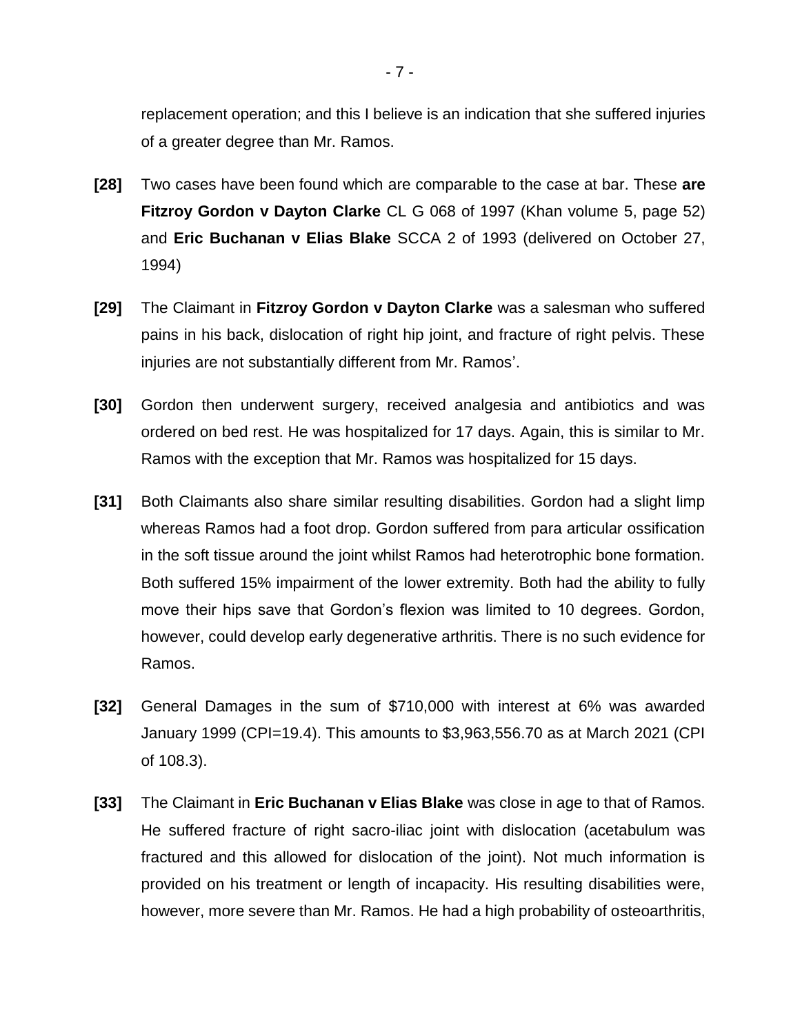replacement operation; and this I believe is an indication that she suffered injuries of a greater degree than Mr. Ramos.

**[28]** Two cases have been found which are comparable to the case at bar. These **are Fitzroy Gordon v Dayton Clarke** CL G 068 of 1997 (Khan volume 5, page 52) and **Eric Buchanan v Elias Blake** SCCA 2 of 1993 (delivered on October 27, 1994)

**[29]** The Claimant in **Fitzroy Gordon v Dayton Clarke** was a salesman who suffered pains in his back, dislocation of right hip joint, and fracture of right pelvis. These injuries are not substantially different from Mr. Ramos'.

**[30]** Gordon then underwent surgery, received analgesia and antibiotics and was ordered on bed rest. He was hospitalized for 17 days. Again, this is similar to Mr. Ramos with the exception that Mr. Ramos was hospitalized for 15 days.

**[31]** Both Claimants also share similar resulting disabilities. Gordon had a slight limp whereas Ramos had a foot drop. Gordon suffered from para articular ossification in the soft tissue around the joint whilst Ramos had heterotrophic bone formation. Both suffered 15% impairment of the lower extremity. Both had the ability to fully move their hips save that Gordon's flexion was limited to 10 degrees. Gordon, however, could develop early degenerative arthritis. There is no such evidence for Ramos.

**[32]** General Damages in the sum of $710,000 with interest at 6% was awarded January 1999 (CPI=19.4). This amounts to $3,963,556.70 as at March 2021 (CPI of 108.3).

**[33]** The Claimant in **Eric Buchanan v Elias Blake** was close in age to that of Ramos. He suffered fracture of right sacro-iliac joint with dislocation (acetabulum was fractured and this allowed for dislocation of the joint). Not much information is provided on his treatment or length of incapacity. His resulting disabilities were, however, more severe than Mr. Ramos. He had a high probability of osteoarthritis,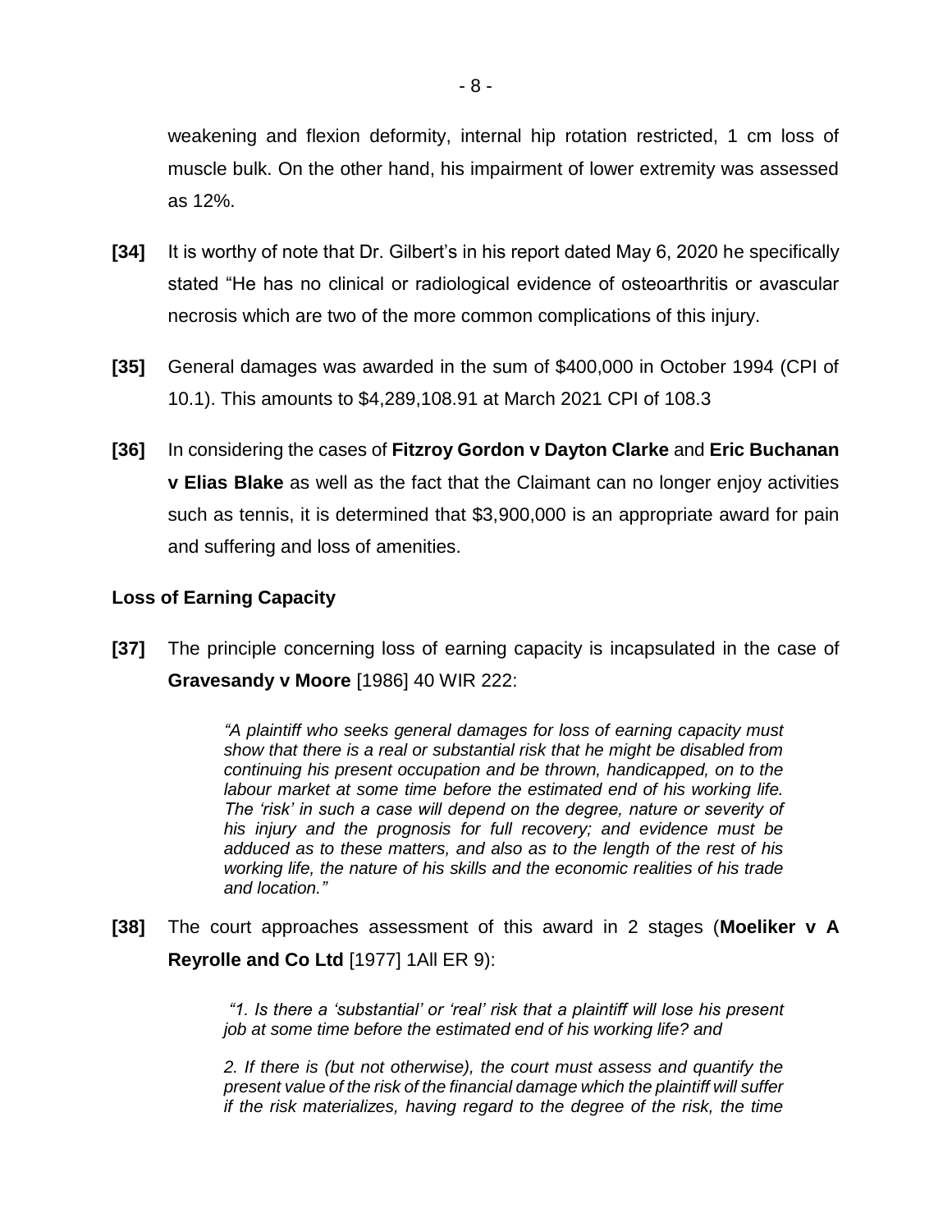weakening and flexion deformity, internal hip rotation restricted, 1 cm loss of muscle bulk. On the other hand, his impairment of lower extremity was assessed as 12%.

**[34]** It is worthy of note that Dr. Gilbert's in his report dated May 6, 2020 he specifically stated "He has no clinical or radiological evidence of osteoarthritis or avascular necrosis which are two of the more common complications of this injury.

**[35]** General damages was awarded in the sum of $400,000 in October 1994 (CPI of 10.1). This amounts to $4,289,108.91 at March 2021 CPI of 108.3

**[36]** In considering the cases of **Fitzroy Gordon v Dayton Clarke** and **Eric Buchanan v Elias Blake** as well as the fact that the Claimant can no longer enjoy activities such as tennis, it is determined that $3,900,000 is an appropriate award for pain and suffering and loss of amenities.

### Loss of Earning Capacity

**[37]** The principle concerning loss of earning capacity is incapsulated in the case of **Gravesandy v Moore** [1986] 40 WIR 222:

> *"A plaintiff who seeks general damages for loss of earning capacity must show that there is a real or substantial risk that he might be disabled from continuing his present occupation and be thrown, handicapped, on to the labour market at some time before the estimated end of his working life. The 'risk' in such a case will depend on the degree, nature or severity of his injury and the prognosis for full recovery; and evidence must be adduced as to these matters, and also as to the length of the rest of his working life, the nature of his skills and the economic realities of his trade and location."*

**[38]** The court approaches assessment of this award in 2 stages (**Moeliker v A Reyrolle and Co Ltd** [1977] 1All ER 9):

> *"1. Is there a 'substantial' or 'real' risk that a plaintiff will lose his present job at some time before the estimated end of his working life? and*
>
> *2. If there is (but not otherwise), the court must assess and quantify the present value of the risk of the financial damage which the plaintiff will suffer if the risk materializes, having regard to the degree of the risk, the time*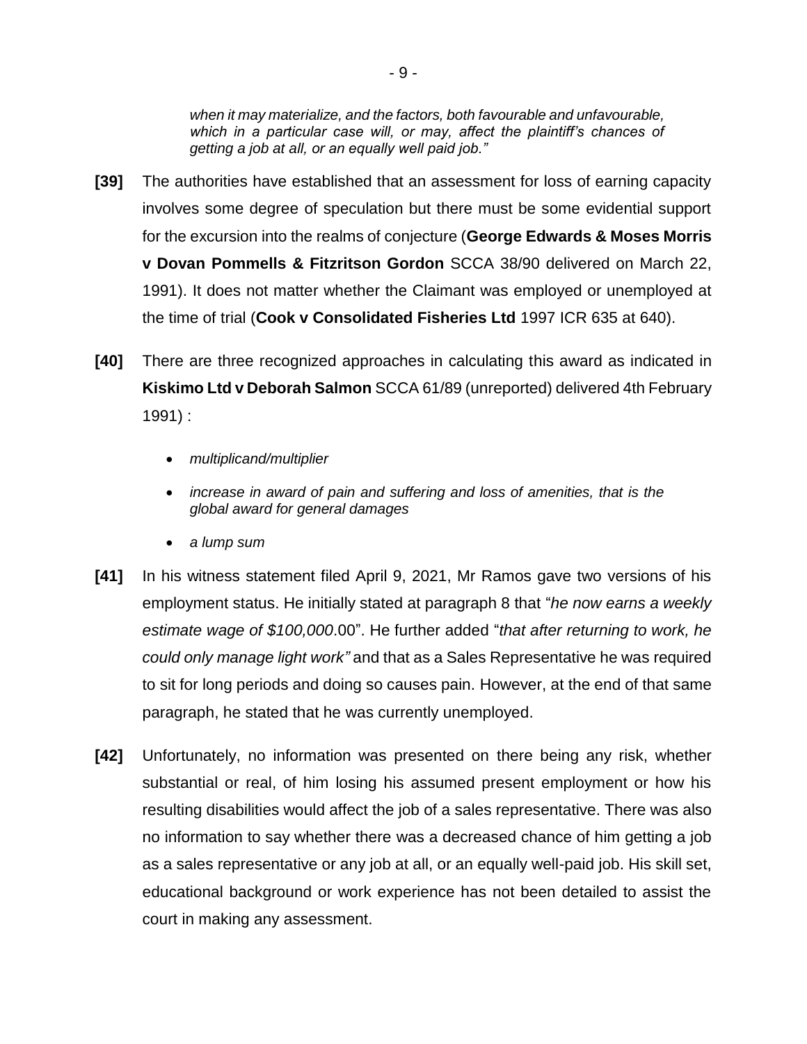> *when it may materialize, and the factors, both favourable and unfavourable, which in a particular case will, or may, affect the plaintiff's chances of getting a job at all, or an equally well paid job."*

**[39]** The authorities have established that an assessment for loss of earning capacity involves some degree of speculation but there must be some evidential support for the excursion into the realms of conjecture (**George Edwards & Moses Morris v Dovan Pommells & Fitzritson Gordon** SCCA 38/90 delivered on March 22, 1991). It does not matter whether the Claimant was employed or unemployed at the time of trial (**Cook v Consolidated Fisheries Ltd** 1997 ICR 635 at 640).

**[40]** There are three recognized approaches in calculating this award as indicated in **Kiskimo Ltd v Deborah Salmon** SCCA 61/89 (unreported) delivered 4th February 1991) :

- *multiplicand/multiplier*
- *increase in award of pain and suffering and loss of amenities, that is the global award for general damages*
- *a lump sum*

**[41]** In his witness statement filed April 9, 2021, Mr Ramos gave two versions of his employment status. He initially stated at paragraph 8 that "*he now earns a weekly estimate wage of $100,000*.00". He further added "*that after returning to work, he could only manage light work"* and that as a Sales Representative he was required to sit for long periods and doing so causes pain. However, at the end of that same paragraph, he stated that he was currently unemployed.

**[42]** Unfortunately, no information was presented on there being any risk, whether substantial or real, of him losing his assumed present employment or how his resulting disabilities would affect the job of a sales representative. There was also no information to say whether there was a decreased chance of him getting a job as a sales representative or any job at all, or an equally well-paid job. His skill set, educational background or work experience has not been detailed to assist the court in making any assessment.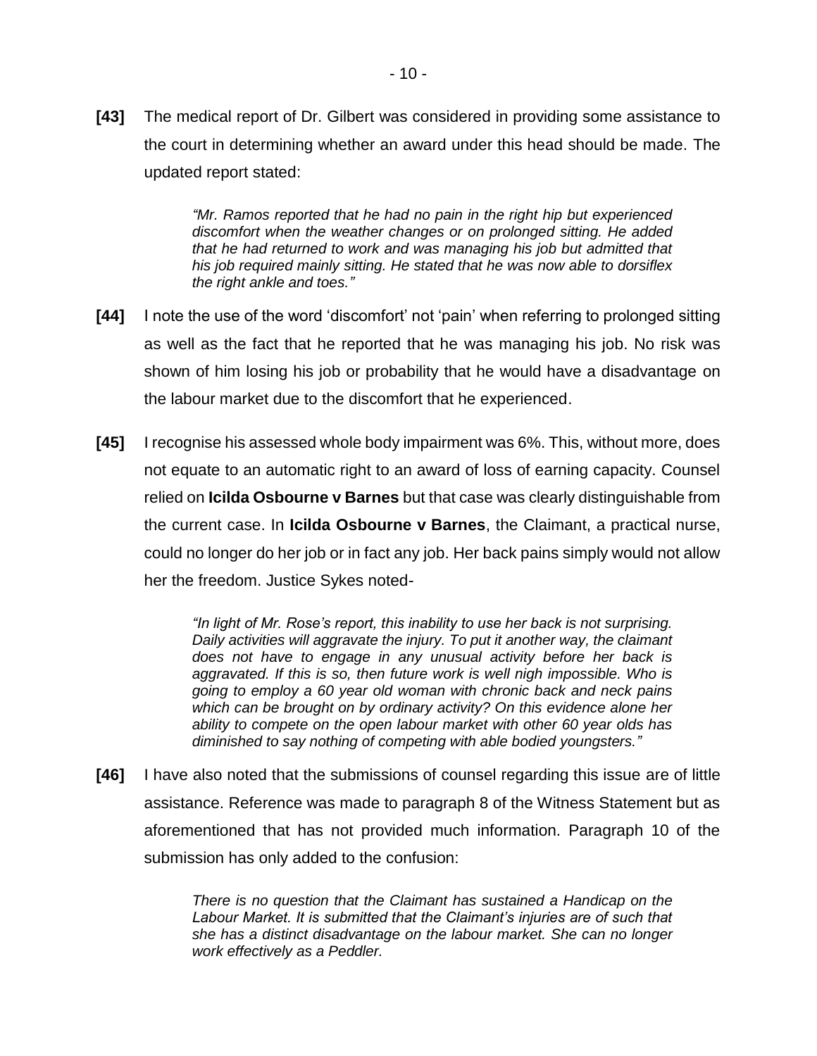**[43]** The medical report of Dr. Gilbert was considered in providing some assistance to the court in determining whether an award under this head should be made. The updated report stated:

> *"Mr. Ramos reported that he had no pain in the right hip but experienced discomfort when the weather changes or on prolonged sitting. He added that he had returned to work and was managing his job but admitted that his job required mainly sitting. He stated that he was now able to dorsiflex the right ankle and toes."*

**[44]** I note the use of the word 'discomfort' not 'pain' when referring to prolonged sitting as well as the fact that he reported that he was managing his job. No risk was shown of him losing his job or probability that he would have a disadvantage on the labour market due to the discomfort that he experienced.

**[45]** I recognise his assessed whole body impairment was 6%. This, without more, does not equate to an automatic right to an award of loss of earning capacity. Counsel relied on **Icilda Osbourne v Barnes** but that case was clearly distinguishable from the current case. In **Icilda Osbourne v Barnes**, the Claimant, a practical nurse, could no longer do her job or in fact any job. Her back pains simply would not allow her the freedom. Justice Sykes noted-

> *"In light of Mr. Rose's report, this inability to use her back is not surprising. Daily activities will aggravate the injury. To put it another way, the claimant does not have to engage in any unusual activity before her back is aggravated. If this is so, then future work is well nigh impossible. Who is going to employ a 60 year old woman with chronic back and neck pains which can be brought on by ordinary activity? On this evidence alone her ability to compete on the open labour market with other 60 year olds has diminished to say nothing of competing with able bodied youngsters."*

**[46]** I have also noted that the submissions of counsel regarding this issue are of little assistance. Reference was made to paragraph 8 of the Witness Statement but as aforementioned that has not provided much information. Paragraph 10 of the submission has only added to the confusion:

> *There is no question that the Claimant has sustained a Handicap on the Labour Market. It is submitted that the Claimant's injuries are of such that she has a distinct disadvantage on the labour market. She can no longer work effectively as a Peddler.*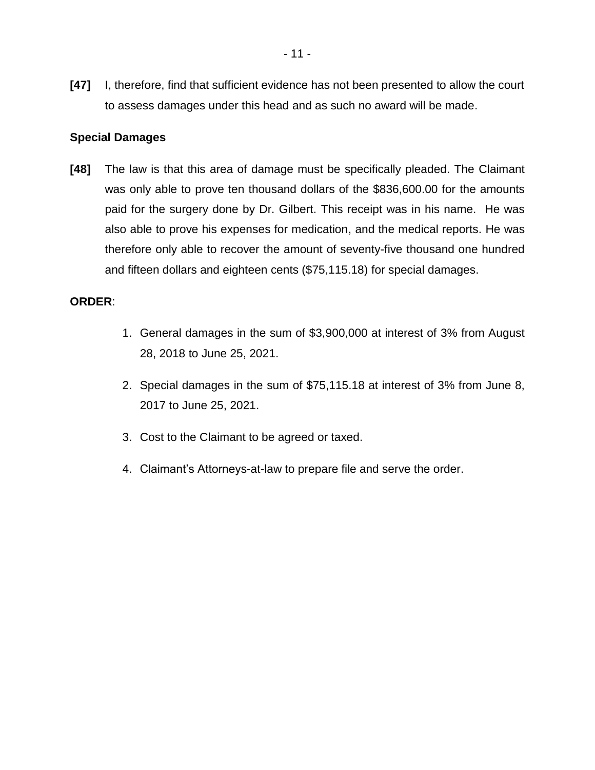**[47]** I, therefore, find that sufficient evidence has not been presented to allow the court to assess damages under this head and as such no award will be made.

**Special Damages**

**[48]** The law is that this area of damage must be specifically pleaded. The Claimant was only able to prove ten thousand dollars of the $836,600.00 for the amounts paid for the surgery done by Dr. Gilbert. This receipt was in his name. He was also able to prove his expenses for medication, and the medical reports. He was therefore only able to recover the amount of seventy-five thousand one hundred and fifteen dollars and eighteen cents ($75,115.18) for special damages.

**ORDER**:

1. General damages in the sum of $3,900,000 at interest of 3% from August 28, 2018 to June 25, 2021.
2. Special damages in the sum of $75,115.18 at interest of 3% from June 8, 2017 to June 25, 2021.
3. Cost to the Claimant to be agreed or taxed.
4. Claimant's Attorneys-at-law to prepare file and serve the order.